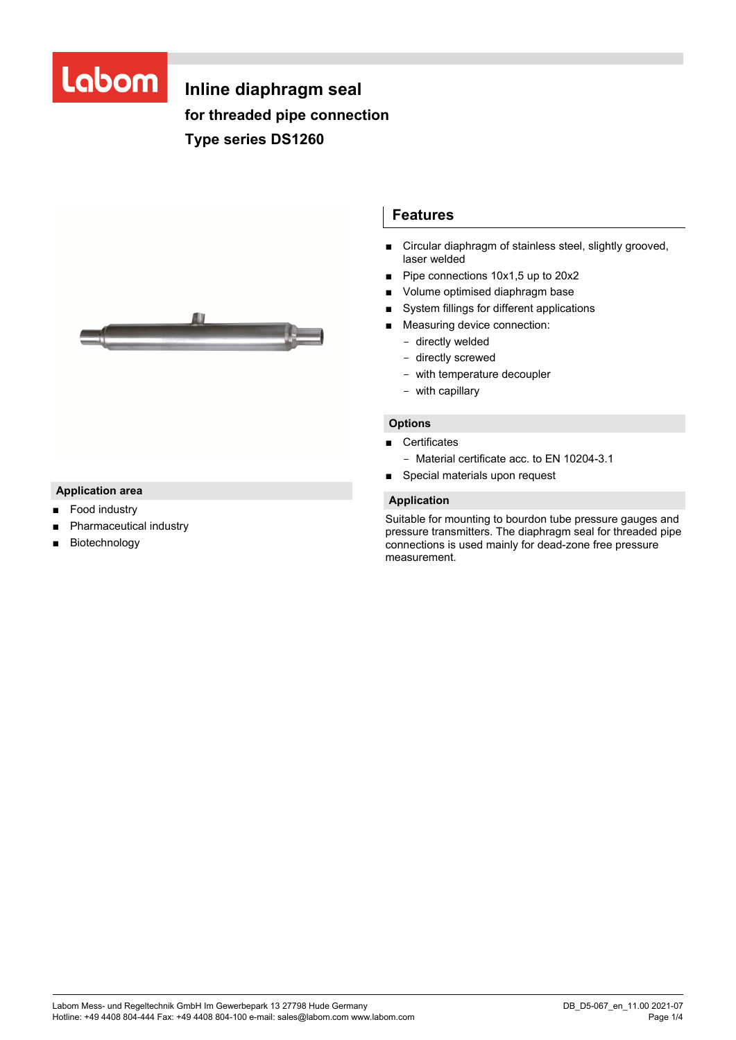# Inline diaphragm seal

## for threaded pipe connection

## Type series DS1260

## Features

- Circular diaphragm of stainless steel, slightly grooved, laser welded
- Pipe connections 10x1,5 up to 20x2
- Volume optimised diaphragm base
- System fillings for different applications
- Measuring device connection:
  - directly welded
  - directly screwed
  - with temperature decoupler
  - with capillary

### Options

- Certificates
  - Material certificate acc. to EN 10204-3.1
- Special materials upon request

### Application

Suitable for mounting to bourdon tube pressure gauges and pressure transmitters. The diaphragm seal for threaded pipe connections is used mainly for dead-zone free pressure measurement.

### Application area

- Food industry
- Pharmaceutical industry
- Biotechnology

Labom Mess- und Regeltechnik GmbH Im Gewerbepark 13 27798 Hude Germany
Hotline: +49 4408 804-444 Fax: +49 4408 804-100 e-mail: sales@labom.com www.labom.com

DB_D5-067_en_11.00 2021-07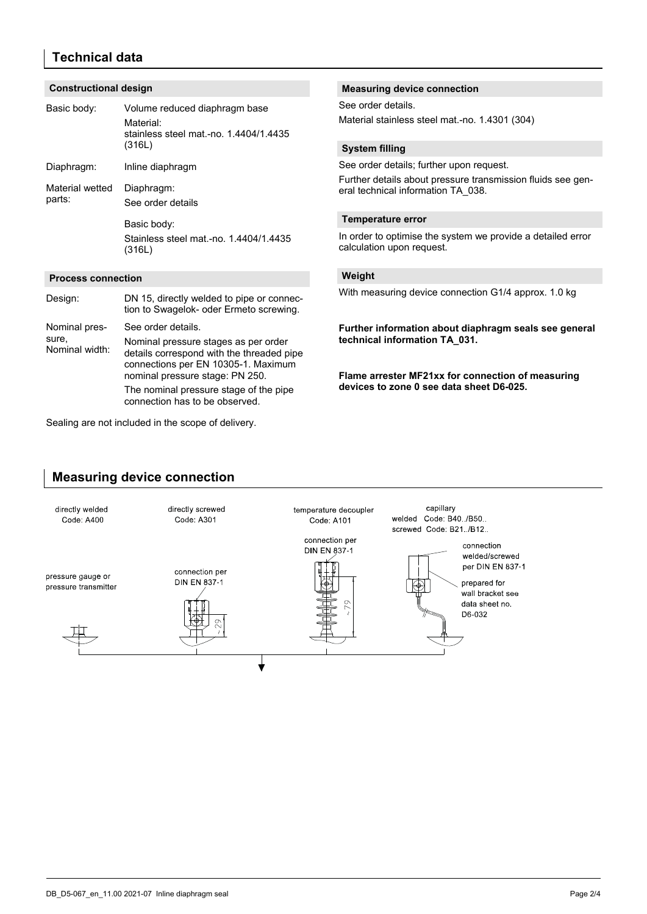## Technical data

### Constructional design

| | |
|---|---|
| Basic body: | Volume reduced diaphragm base<br>Material:<br>stainless steel mat.-no. 1.4404/1.4435 (316L) |
| Diaphragm: | Inline diaphragm |
| Material wetted parts: | Diaphragm:<br>See order details<br><br>Basic body:<br>Stainless steel mat.-no. 1.4404/1.4435 (316L) |

### Process connection

| | |
|---|---|
| Design: | DN 15, directly welded to pipe or connection to Swagelok- oder Ermeto screwing. |
| Nominal pressure, Nominal width: | See order details.<br>Nominal pressure stages as per order details correspond with the threaded pipe connections per EN 10305-1. Maximum nominal pressure stage: PN 250.<br>The nominal pressure stage of the pipe connection has to be observed. |

Sealing are not included in the scope of delivery.

### Measuring device connection

See order details.

Material stainless steel mat.-no. 1.4301 (304)

### System filling

See order details; further upon request.

Further details about pressure transmission fluids see general technical information TA_038.

### Temperature error

In order to optimise the system we provide a detailed error calculation upon request.

### Weight

With measuring device connection G1/4 approx. 1.0 kg

**Further information about diaphragm seals see general technical information TA_031.**

**Flame arrester MF21xx for connection of measuring devices to zone 0 see data sheet D6-025.**

## Measuring device connection

directly welded
Code: A400

pressure gauge or
pressure transmitter

directly screwed
Code: A301

connection per
DIN EN 837-1

~ 29

temperature decoupler
Code: A101

connection per
DIN EN 837-1

~ 79

capillary
welded Code: B40../B50..
screwed Code: B21../B12..

connection
welded/screwed
per DIN EN 837-1

prepared for
wall bracket see
data sheet no.
D6-032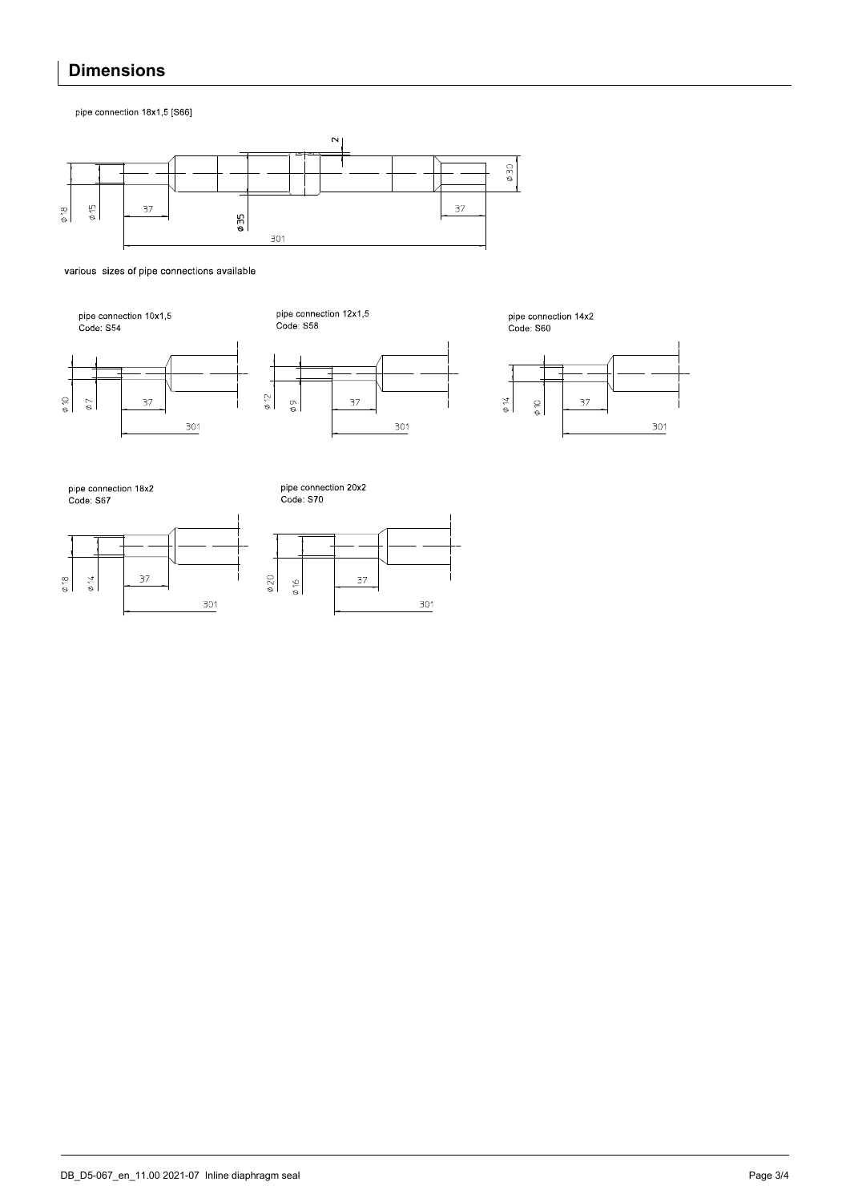# Dimensions

pipe connection 18x1,5 [S66]

ø 18 ø 15 37 ø 35 2 301 37 ø 30

various sizes of pipe connections available

pipe connection 10x1,5
Code: S54

ø 10 ø 7 37 301

pipe connection 12x1,5
Code: S58

ø 12 ø 9 37 301

pipe connection 14x2
Code: S60

ø 14 ø 10 37 301

pipe connection 18x2
Code: S67

ø 18 ø 14 37 301

pipe connection 20x2
Code: S70

ø 20 ø 16 37 301

DB_D5-067_en_11.00 2021-07 Inline diaphragm seal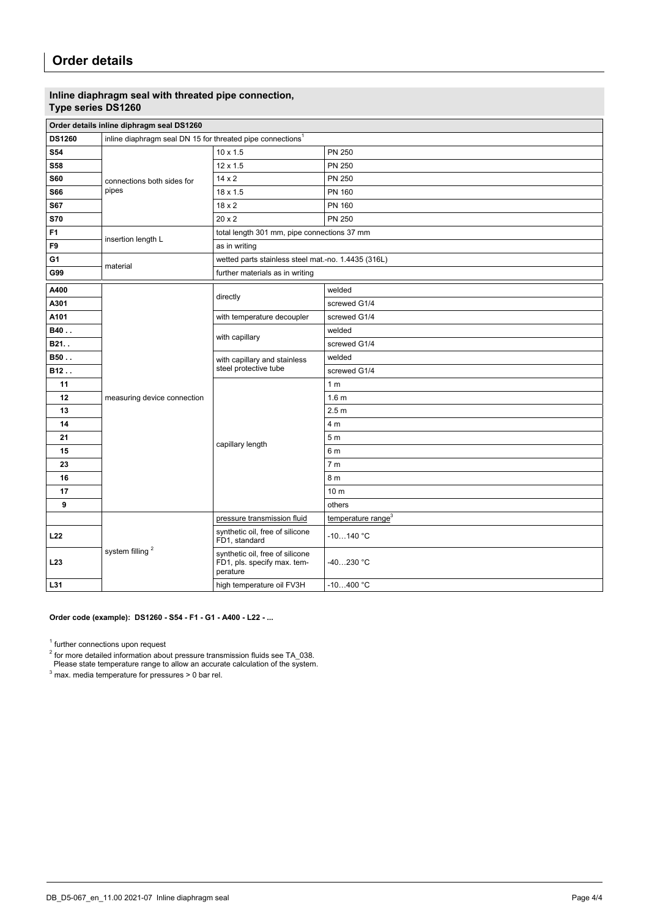## Order details

### Inline diaphragm seal with threated pipe connection, Type series DS1260

| Order details inline diphragm seal DS1260 | | | |
|---|---|---|---|
| **DS1260** | inline diaphragm seal DN 15 for threaded pipe connections[1] | | |
| **S54** | connections both sides for pipes | 10 x 1.5 | PN 250 |
| **S58** | | 12 x 1.5 | PN 250 |
| **S60** | | 14 x 2 | PN 250 |
| **S66** | | 18 x 1.5 | PN 160 |
| **S67** | | 18 x 2 | PN 160 |
| **S70** | | 20 x 2 | PN 250 |
| **F1** | insertion length L | total length 301 mm, pipe connections 37 mm | |
| **F9** | | as in writing | |
| **G1** | material | wetted parts stainless steel mat.-no. 1.4435 (316L) | |
| **G99** | | further materials as in writing | |
| **A400** | measuring device connection | directly | welded |
| **A301** | | | screwed G1/4 |
| **A101** | | with temperature decoupler | screwed G1/4 |
| **B40 . .** | | with capillary | welded |
| **B21. .** | | | screwed G1/4 |
| **B50 . .** | | with capillary and stainless steel protective tube | welded |
| **B12 . .** | | | screwed G1/4 |
| **11** | | capillary length | 1 m |
| **12** | | | 1.6 m |
| **13** | | | 2.5 m |
| **14** | | | 4 m |
| **21** | | | 5 m |
| **15** | | | 6 m |
| **23** | | | 7 m |
| **16** | | | 8 m |
| **17** | | | 10 m |
| **9** | | | others |
| | system filling[2] | pressure transmission fluid | temperature range[3] |
| **L22** | | synthetic oil, free of silicone FD1, standard | -10…140 °C |
| **L23** | | synthetic oil, free of silicone FD1, pls. specify max. temperature | -40…230 °C |
| **L31** | | high temperature oil FV3H | -10…400 °C |

**Order code (example): DS1260 - S54 - F1 - G1 - A400 - L22 - ...**

[1] further connections upon request

[2] for more detailed information about pressure transmission fluids see TA_038.
Please state temperature range to allow an accurate calculation of the system.

[3] max. media temperature for pressures > 0 bar rel.